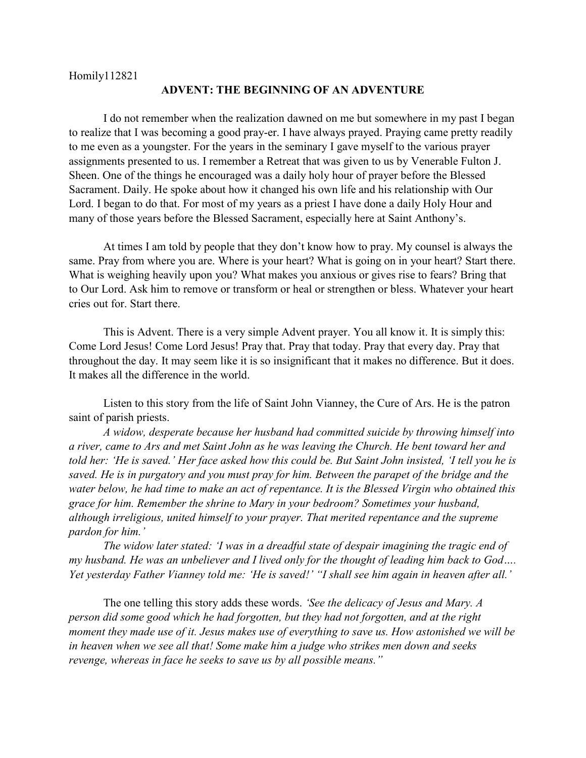Homily112821

# ADVENT: THE BEGINNING OF AN ADVENTURE

I do not remember when the realization dawned on me but somewhere in my past I began to realize that I was becoming a good pray-er. I have always prayed. Praying came pretty readily to me even as a youngster. For the years in the seminary I gave myself to the various prayer assignments presented to us. I remember a Retreat that was given to us by Venerable Fulton J. Sheen. One of the things he encouraged was a daily holy hour of prayer before the Blessed Sacrament. Daily. He spoke about how it changed his own life and his relationship with Our Lord. I began to do that. For most of my years as a priest I have done a daily Holy Hour and many of those years before the Blessed Sacrament, especially here at Saint Anthony's.

At times I am told by people that they don't know how to pray. My counsel is always the same. Pray from where you are. Where is your heart? What is going on in your heart? Start there. What is weighing heavily upon you? What makes you anxious or gives rise to fears? Bring that to Our Lord. Ask him to remove or transform or heal or strengthen or bless. Whatever your heart cries out for. Start there.

This is Advent. There is a very simple Advent prayer. You all know it. It is simply this: Come Lord Jesus! Come Lord Jesus! Pray that. Pray that today. Pray that every day. Pray that throughout the day. It may seem like it is so insignificant that it makes no difference. But it does. It makes all the difference in the world.

Listen to this story from the life of Saint John Vianney, the Cure of Ars. He is the patron saint of parish priests.

*A widow, desperate because her husband had committed suicide by throwing himself into a river, came to Ars and met Saint John as he was leaving the Church. He bent toward her and told her: 'He is saved.' Her face asked how this could be. But Saint John insisted, 'I tell you he is saved. He is in purgatory and you must pray for him. Between the parapet of the bridge and the water below, he had time to make an act of repentance. It is the Blessed Virgin who obtained this grace for him. Remember the shrine to Mary in your bedroom? Sometimes your husband, although irreligious, united himself to your prayer. That merited repentance and the supreme pardon for him.'*

*The widow later stated: 'I was in a dreadful state of despair imagining the tragic end of my husband. He was an unbeliever and I lived only for the thought of leading him back to God…. Yet yesterday Father Vianney told me: 'He is saved!' "I shall see him again in heaven after all.'*

The one telling this story adds these words. *'See the delicacy of Jesus and Mary. A person did some good which he had forgotten, but they had not forgotten, and at the right moment they made use of it. Jesus makes use of everything to save us. How astonished we will be in heaven when we see all that! Some make him a judge who strikes men down and seeks revenge, whereas in face he seeks to save us by all possible means."*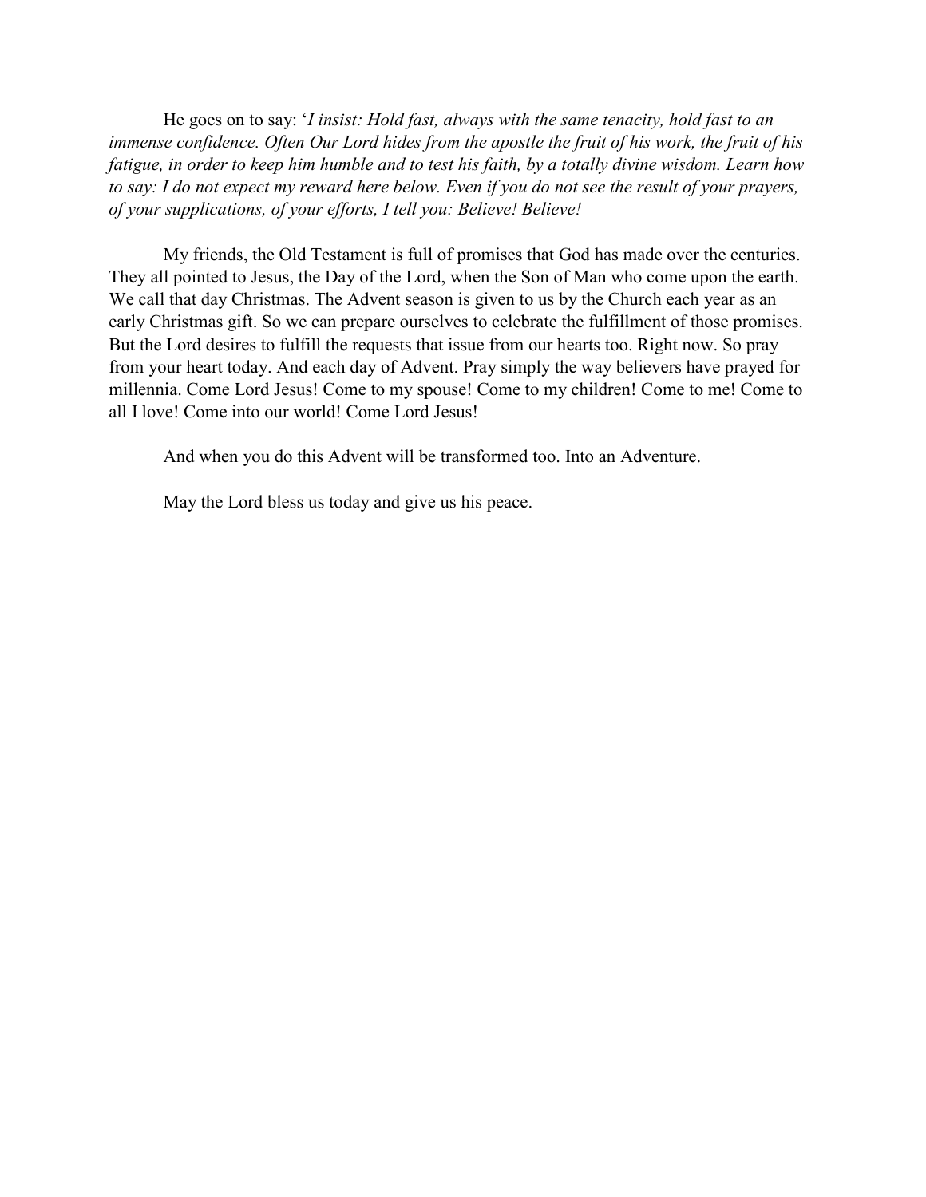He goes on to say: '*I insist: Hold fast, always with the same tenacity, hold fast to an immense confidence. Often Our Lord hides from the apostle the fruit of his work, the fruit of his fatigue, in order to keep him humble and to test his faith, by a totally divine wisdom. Learn how to say: I do not expect my reward here below. Even if you do not see the result of your prayers, of your supplications, of your efforts, I tell you: Believe! Believe!*

My friends, the Old Testament is full of promises that God has made over the centuries. They all pointed to Jesus, the Day of the Lord, when the Son of Man who come upon the earth. We call that day Christmas. The Advent season is given to us by the Church each year as an early Christmas gift. So we can prepare ourselves to celebrate the fulfillment of those promises. But the Lord desires to fulfill the requests that issue from our hearts too. Right now. So pray from your heart today. And each day of Advent. Pray simply the way believers have prayed for millennia. Come Lord Jesus! Come to my spouse! Come to my children! Come to me! Come to all I love! Come into our world! Come Lord Jesus!

And when you do this Advent will be transformed too. Into an Adventure.

May the Lord bless us today and give us his peace.